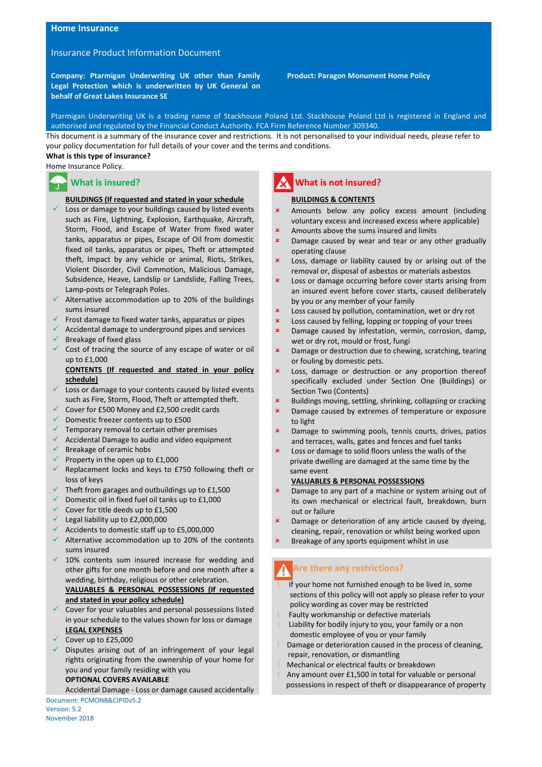# Home Insurance

## Insurance Product Information Document

**Company: Ptarmigan Underwriting UK other than Family Legal Protection which is underwritten by UK General on behalf of Great Lakes Insurance SE**

**Product: Paragon Monument Home Policy**

Ptarmigan Underwriting UK is a trading name of Stackhouse Poland Ltd. Stackhouse Poland Ltd is registered in England and authorised and regulated by the Financial Conduct Authority. FCA Firm Reference Number 309340.

This document is a summary of the insurance cover and restrictions. It is not personalised to your individual needs, please refer to your policy documentation for full details of your cover and the terms and conditions.

**What is this type of insurance?**

Home Insurance Policy.

## What is insured?

**BUILDINGS (If requested and stated in your schedule)**

- ✓ Loss or damage to your buildings caused by listed events such as Fire, Lightning, Explosion, Earthquake, Aircraft, Storm, Flood, and Escape of Water from fixed water tanks, apparatus or pipes, Escape of Oil from domestic fixed oil tanks, apparatus or pipes, Theft or attempted theft, Impact by any vehicle or animal, Riots, Strikes, Violent Disorder, Civil Commotion, Malicious Damage, Subsidence, Heave, Landslip or Landslide, Falling Trees, Lamp-posts or Telegraph Poles.
- ✓ Alternative accommodation up to 20% of the buildings sums insured
- ✓ Frost damage to fixed water tanks, apparatus or pipes
- ✓ Accidental damage to underground pipes and services
- ✓ Breakage of fixed glass
- ✓ Cost of tracing the source of any escape of water or oil up to £1,000

**CONTENTS (If requested and stated in your policy schedule)**

- ✓ Loss or damage to your contents caused by listed events such as Fire, Storm, Flood, Theft or attempted theft.
- ✓ Cover for £500 Money and £2,500 credit cards
- ✓ Domestic freezer contents up to £500
- ✓ Temporary removal to certain other premises
- ✓ Accidental Damage to audio and video equipment
- ✓ Breakage of ceramic hobs
- ✓ Property in the open up to £1,000
- ✓ Replacement locks and keys to £750 following theft or loss of keys
- ✓ Theft from garages and outbuildings up to £1,500
- ✓ Domestic oil in fixed fuel oil tanks up to £1,000
- ✓ Cover for title deeds up to £1,500
- ✓ Legal liability up to £2,000,000
- ✓ Accidents to domestic staff up to £5,000,000
- ✓ Alternative accommodation up to 20% of the contents sums insured
- ✓ 10% contents sum insured increase for wedding and other gifts for one month before and one month after a wedding, birthday, religious or other celebration.

**VALUABLES & PERSONAL POSSESSIONS (If requested and stated in your policy schedule)**

- ✓ Cover for your valuables and personal possessions listed in your schedule to the values shown for loss or damage

**LEGAL EXPENSES**

- ✓ Cover up to £25,000
- ✓ Disputes arising out of an infringement of your legal rights originating from the ownership of your home for you and your family residing with you

**OPTIONAL COVERS AVAILABLE**

Accidental Damage - Loss or damage caused accidentally

## What is not insured?

**BUILDINGS & CONTENTS**

- ✗ Amounts below any policy excess amount (including voluntary excess and increased excess where applicable)
- ✗ Amounts above the sums insured and limits
- ✗ Damage caused by wear and tear or any other gradually operating clause
- ✗ Loss, damage or liability caused by or arising out of the removal or, disposal of asbestos or materials asbestos
- ✗ Loss or damage occurring before cover starts arising from an insured event before cover starts, caused deliberately by you or any member of your family
- ✗ Loss caused by pollution, contamination, wet or dry rot
- ✗ Loss caused by felling, lopping or topping of your trees
- ✗ Damage caused by infestation, vermin, corrosion, damp, wet or dry rot, mould or frost, fungi
- ✗ Damage or destruction due to chewing, scratching, tearing or fouling by domestic pets.
- ✗ Loss, damage or destruction or any proportion thereof specifically excluded under Section One (Buildings) or Section Two (Contents)
- ✗ Buildings moving, settling, shrinking, collapsing or cracking
- ✗ Damage caused by extremes of temperature or exposure to light
- ✗ Damage to swimming pools, tennis courts, drives, patios and terraces, walls, gates and fences and fuel tanks
- ✗ Loss or damage to solid floors unless the walls of the private dwelling are damaged at the same time by the same event

**VALUABLES & PERSONAL POSSESSIONS**

- ✗ Damage to any part of a machine or system arising out of its own mechanical or electrical fault, breakdown, burn out or failure
- ✗ Damage or deterioration of any article caused by dyeing, cleaning, repair, renovation or whilst being worked upon
- ✗ Breakage of any sports equipment whilst in use

## Are there any restrictions?

- ! If your home not furnished enough to be lived in, some sections of this policy will not apply so please refer to your policy wording as cover may be restricted
- ! Faulty workmanship or defective materials
- ! Liability for bodily injury to you, your family or a non domestic employee of you or your family
- ! Damage or deterioration caused in the process of cleaning, repair, renovation, or dismantling
- ! Mechanical or electrical faults or breakdown
- ! Any amount over £1,500 in total for valuable or personal possessions in respect of theft or disappearance of property

Document: PCMONB&CIPIDv5.2
Version: 5.2
November 2018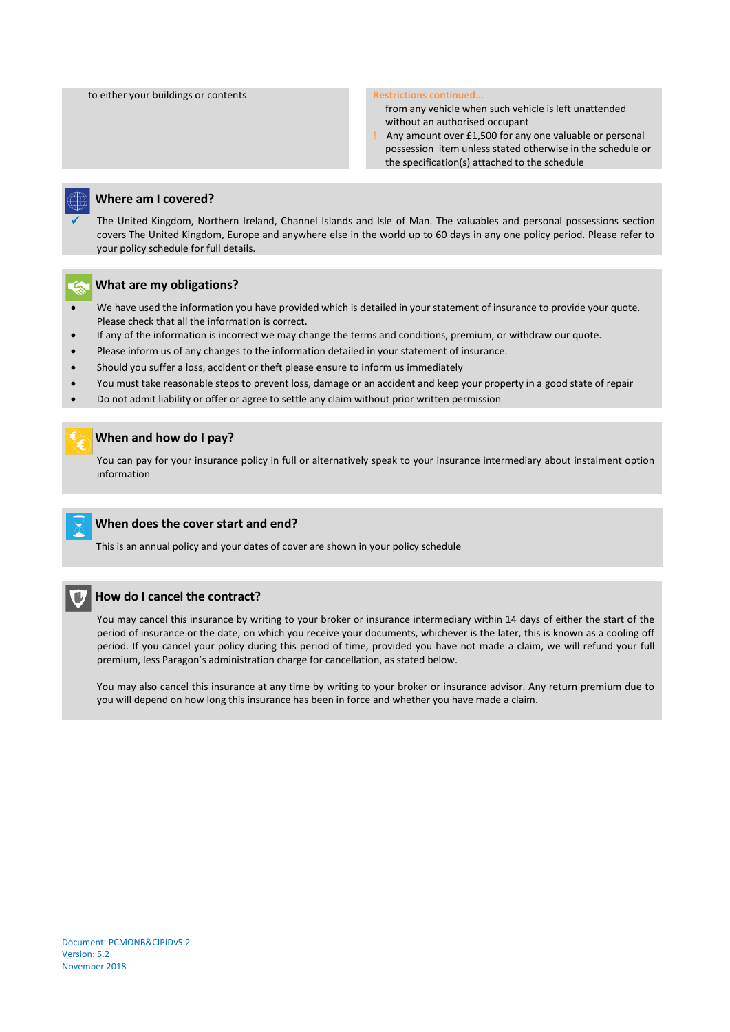to either your buildings or contents

**Restrictions continued…**

from any vehicle when such vehicle is left unattended without an authorised occupant

! Any amount over £1,500 for any one valuable or personal possession item unless stated otherwise in the schedule or the specification(s) attached to the schedule

## Where am I covered?

✓ The United Kingdom, Northern Ireland, Channel Islands and Isle of Man. The valuables and personal possessions section covers The United Kingdom, Europe and anywhere else in the world up to 60 days in any one policy period. Please refer to your policy schedule for full details.

## What are my obligations?

- We have used the information you have provided which is detailed in your statement of insurance to provide your quote. Please check that all the information is correct.
- If any of the information is incorrect we may change the terms and conditions, premium, or withdraw our quote.
- Please inform us of any changes to the information detailed in your statement of insurance.
- Should you suffer a loss, accident or theft please ensure to inform us immediately
- You must take reasonable steps to prevent loss, damage or an accident and keep your property in a good state of repair
- Do not admit liability or offer or agree to settle any claim without prior written permission

## When and how do I pay?

You can pay for your insurance policy in full or alternatively speak to your insurance intermediary about instalment option information

## When does the cover start and end?

This is an annual policy and your dates of cover are shown in your policy schedule

## How do I cancel the contract?

You may cancel this insurance by writing to your broker or insurance intermediary within 14 days of either the start of the period of insurance or the date, on which you receive your documents, whichever is the later, this is known as a cooling off period. If you cancel your policy during this period of time, provided you have not made a claim, we will refund your full premium, less Paragon's administration charge for cancellation, as stated below.

You may also cancel this insurance at any time by writing to your broker or insurance advisor. Any return premium due to you will depend on how long this insurance has been in force and whether you have made a claim.

Document: PCMONB&CIPIDv5.2
Version: 5.2
November 2018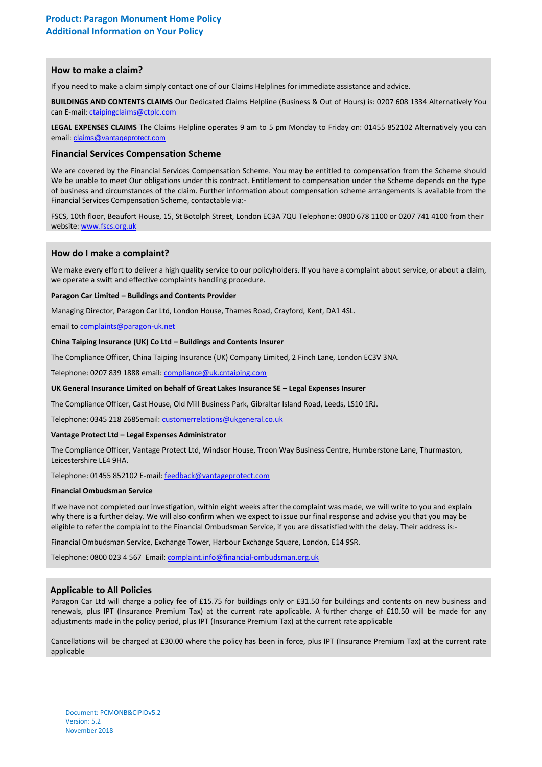# Product: Paragon Monument Home Policy
## Additional Information on Your Policy

### How to make a claim?

If you need to make a claim simply contact one of our Claims Helplines for immediate assistance and advice.

**BUILDINGS AND CONTENTS CLAIMS** Our Dedicated Claims Helpline (Business & Out of Hours) is: 0207 608 1334 Alternatively You can E-mail: ctaipingclaims@ctplc.com

**LEGAL EXPENSES CLAIMS** The Claims Helpline operates 9 am to 5 pm Monday to Friday on: 01455 852102 Alternatively you can email: claims@vantageprotect.com

### Financial Services Compensation Scheme

We are covered by the Financial Services Compensation Scheme. You may be entitled to compensation from the Scheme should We be unable to meet Our obligations under this contract. Entitlement to compensation under the Scheme depends on the type of business and circumstances of the claim. Further information about compensation scheme arrangements is available from the Financial Services Compensation Scheme, contactable via:-

FSCS, 10th floor, Beaufort House, 15, St Botolph Street, London EC3A 7QU Telephone: 0800 678 1100 or 0207 741 4100 from their website: www.fscs.org.uk

### How do I make a complaint?

We make every effort to deliver a high quality service to our policyholders. If you have a complaint about service, or about a claim, we operate a swift and effective complaints handling procedure.

**Paragon Car Limited – Buildings and Contents Provider**

Managing Director, Paragon Car Ltd, London House, Thames Road, Crayford, Kent, DA1 4SL.

email to complaints@paragon-uk.net

**China Taiping Insurance (UK) Co Ltd – Buildings and Contents Insurer**

The Compliance Officer, China Taiping Insurance (UK) Company Limited, 2 Finch Lane, London EC3V 3NA.

Telephone: 0207 839 1888 email: compliance@uk.cntaiping.com

**UK General Insurance Limited on behalf of Great Lakes Insurance SE – Legal Expenses Insurer**

The Compliance Officer, Cast House, Old Mill Business Park, Gibraltar Island Road, Leeds, LS10 1RJ.

Telephone: 0345 218 2685email: customerrelations@ukgeneral.co.uk

**Vantage Protect Ltd – Legal Expenses Administrator**

The Compliance Officer, Vantage Protect Ltd, Windsor House, Troon Way Business Centre, Humberstone Lane, Thurmaston, Leicestershire LE4 9HA.

Telephone: 01455 852102 E-mail: feedback@vantageprotect.com

**Financial Ombudsman Service**

If we have not completed our investigation, within eight weeks after the complaint was made, we will write to you and explain why there is a further delay. We will also confirm when we expect to issue our final response and advise you that you may be eligible to refer the complaint to the Financial Ombudsman Service, if you are dissatisfied with the delay. Their address is:-

Financial Ombudsman Service, Exchange Tower, Harbour Exchange Square, London, E14 9SR.

Telephone: 0800 023 4 567 Email: complaint.info@financial-ombudsman.org.uk

### Applicable to All Policies

Paragon Car Ltd will charge a policy fee of £15.75 for buildings only or £31.50 for buildings and contents on new business and renewals, plus IPT (Insurance Premium Tax) at the current rate applicable. A further charge of £10.50 will be made for any adjustments made in the policy period, plus IPT (Insurance Premium Tax) at the current rate applicable

Cancellations will be charged at £30.00 where the policy has been in force, plus IPT (Insurance Premium Tax) at the current rate applicable

Document: PCMONB&CIPIDv5.2
Version: 5.2
November 2018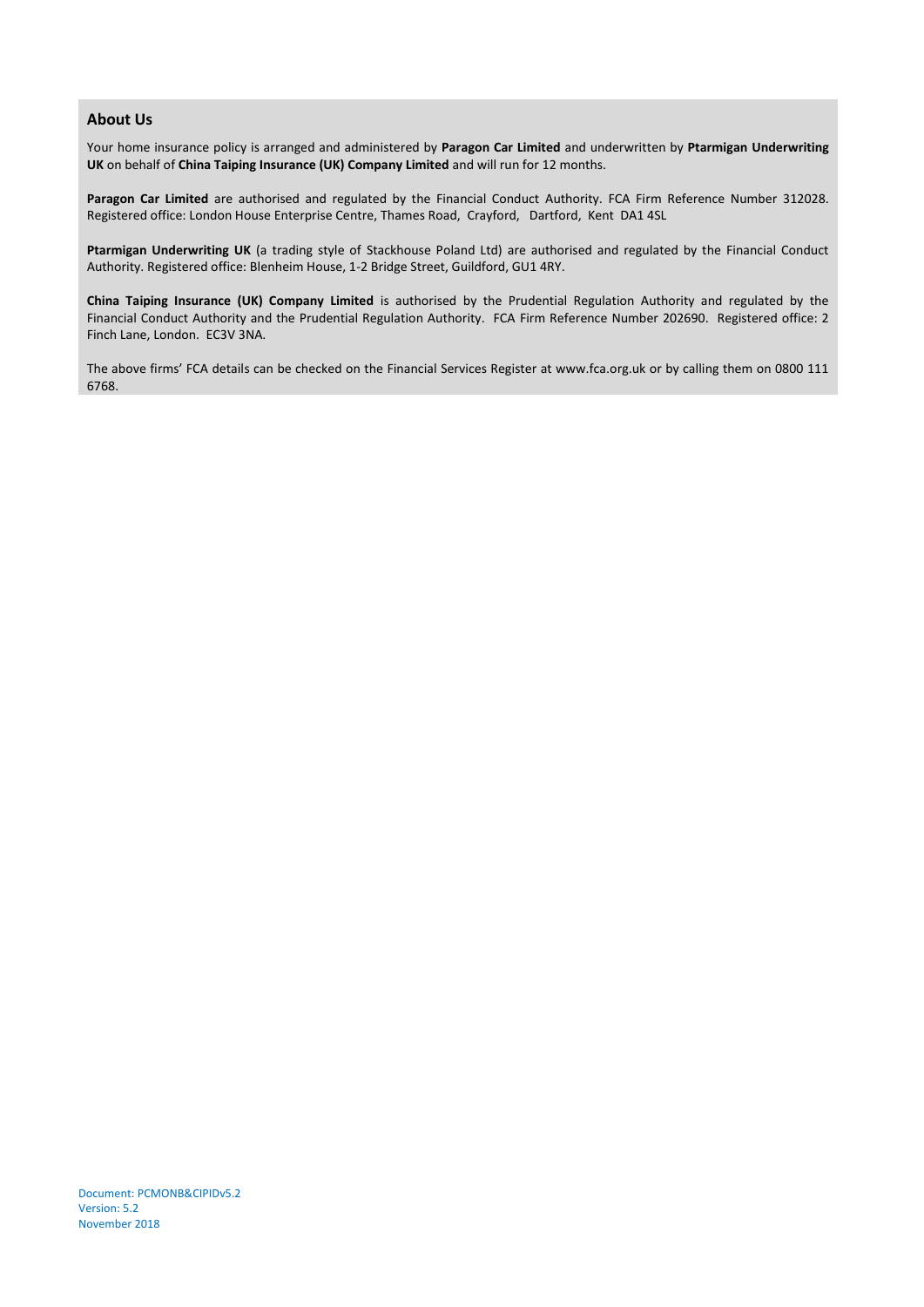## About Us

Your home insurance policy is arranged and administered by **Paragon Car Limited** and underwritten by **Ptarmigan Underwriting UK** on behalf of **China Taiping Insurance (UK) Company Limited** and will run for 12 months.

**Paragon Car Limited** are authorised and regulated by the Financial Conduct Authority. FCA Firm Reference Number 312028. Registered office: London House Enterprise Centre, Thames Road, Crayford, Dartford, Kent DA1 4SL

**Ptarmigan Underwriting UK** (a trading style of Stackhouse Poland Ltd) are authorised and regulated by the Financial Conduct Authority. Registered office: Blenheim House, 1-2 Bridge Street, Guildford, GU1 4RY.

**China Taiping Insurance (UK) Company Limited** is authorised by the Prudential Regulation Authority and regulated by the Financial Conduct Authority and the Prudential Regulation Authority. FCA Firm Reference Number 202690. Registered office: 2 Finch Lane, London. EC3V 3NA.

The above firms' FCA details can be checked on the Financial Services Register at www.fca.org.uk or by calling them on 0800 111 6768.

Document: PCMONB&CIPIDv5.2
Version: 5.2
November 2018